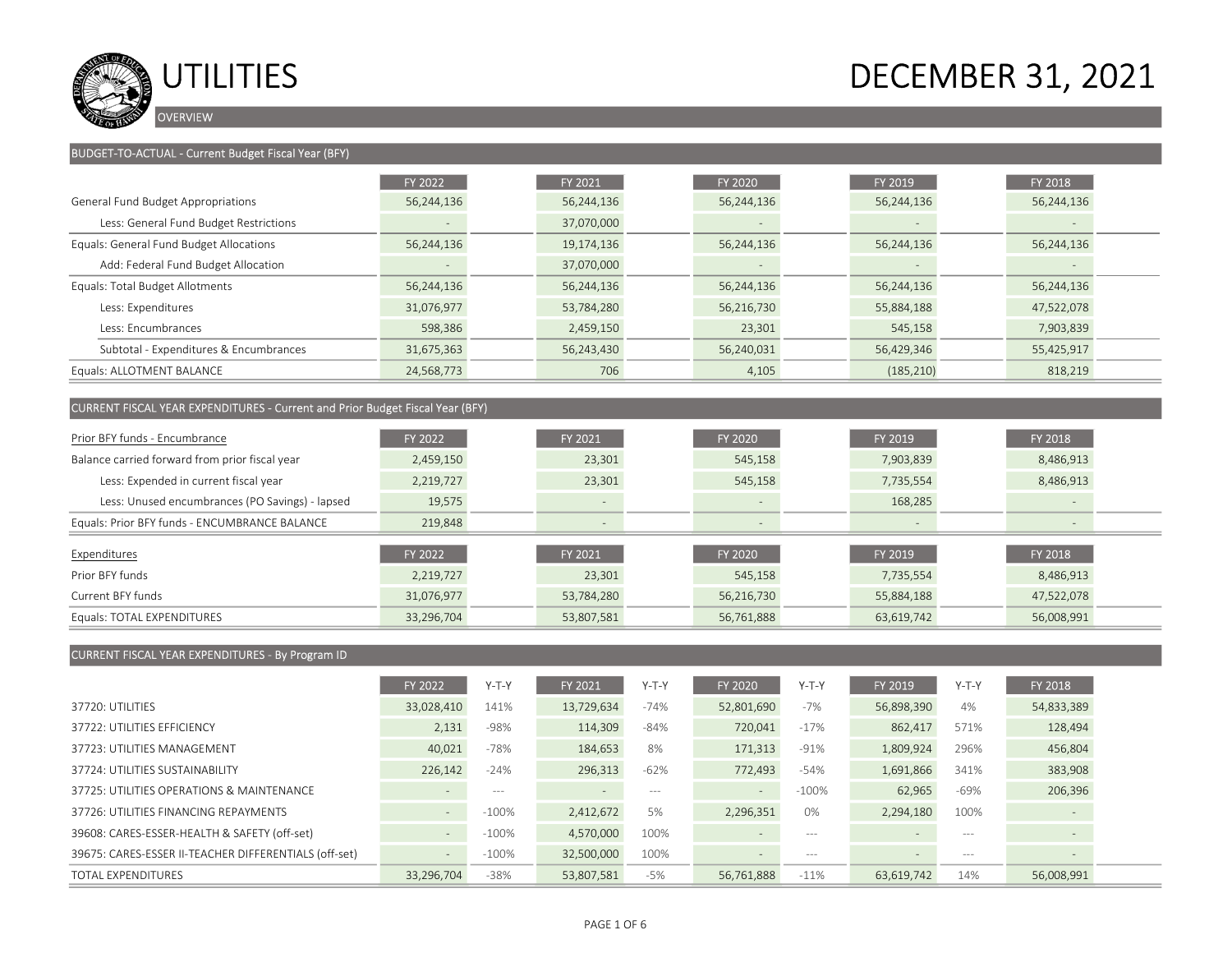# UTILITIES — DECEMBER 31, 2021

OVERVIEW

## BUDGET-TO-ACTUAL - Current Budget Fiscal Year (BFY)

| | FY 2022 | FY 2021 | FY 2020 | FY 2019 | FY 2018 |
|---|---|---|---|---|---|
| General Fund Budget Appropriations | 56,244,136 | 56,244,136 | 56,244,136 | 56,244,136 | 56,244,136 |
| Less: General Fund Budget Restrictions | - | 37,070,000 | - | - | - |
| Equals: General Fund Budget Allocations | 56,244,136 | 19,174,136 | 56,244,136 | 56,244,136 | 56,244,136 |
| Add: Federal Fund Budget Allocation | - | 37,070,000 | - | - | - |
| Equals: Total Budget Allotments | 56,244,136 | 56,244,136 | 56,244,136 | 56,244,136 | 56,244,136 |
| Less: Expenditures | 31,076,977 | 53,784,280 | 56,216,730 | 55,884,188 | 47,522,078 |
| Less: Encumbrances | 598,386 | 2,459,150 | 23,301 | 545,158 | 7,903,839 |
| Subtotal - Expenditures & Encumbrances | 31,675,363 | 56,243,430 | 56,240,031 | 56,429,346 | 55,425,917 |
| Equals: ALLOTMENT BALANCE | 24,568,773 | 706 | 4,105 | (185,210) | 818,219 |

## CURRENT FISCAL YEAR EXPENDITURES - Current and Prior Budget Fiscal Year (BFY)

| Prior BFY funds - Encumbrance | FY 2022 | FY 2021 | FY 2020 | FY 2019 | FY 2018 |
|---|---|---|---|---|---|
| Balance carried forward from prior fiscal year | 2,459,150 | 23,301 | 545,158 | 7,903,839 | 8,486,913 |
| Less: Expended in current fiscal year | 2,219,727 | 23,301 | 545,158 | 7,735,554 | 8,486,913 |
| Less: Unused encumbrances (PO Savings) - lapsed | 19,575 | - | - | 168,285 | - |
| Equals: Prior BFY funds - ENCUMBRANCE BALANCE | 219,848 | - | - | - | - |

| Expenditures | FY 2022 | FY 2021 | FY 2020 | FY 2019 | FY 2018 |
|---|---|---|---|---|---|
| Prior BFY funds | 2,219,727 | 23,301 | 545,158 | 7,735,554 | 8,486,913 |
| Current BFY funds | 31,076,977 | 53,784,280 | 56,216,730 | 55,884,188 | 47,522,078 |
| Equals: TOTAL EXPENDITURES | 33,296,704 | 53,807,581 | 56,761,888 | 63,619,742 | 56,008,991 |

## CURRENT FISCAL YEAR EXPENDITURES - By Program ID

| | FY 2022 | Y-T-Y | FY 2021 | Y-T-Y | FY 2020 | Y-T-Y | FY 2019 | Y-T-Y | FY 2018 |
|---|---|---|---|---|---|---|---|---|---|
| 37720: UTILITIES | 33,028,410 | 141% | 13,729,634 | -74% | 52,801,690 | -7% | 56,898,390 | 4% | 54,833,389 |
| 37722: UTILITIES EFFICIENCY | 2,131 | -98% | 114,309 | -84% | 720,041 | -17% | 862,417 | 571% | 128,494 |
| 37723: UTILITIES MANAGEMENT | 40,021 | -78% | 184,653 | 8% | 171,313 | -91% | 1,809,924 | 296% | 456,804 |
| 37724: UTILITIES SUSTAINABILITY | 226,142 | -24% | 296,313 | -62% | 772,493 | -54% | 1,691,866 | 341% | 383,908 |
| 37725: UTILITIES OPERATIONS & MAINTENANCE | - | --- | - | --- | - | -100% | 62,965 | -69% | 206,396 |
| 37726: UTILITIES FINANCING REPAYMENTS | - | -100% | 2,412,672 | 5% | 2,296,351 | 0% | 2,294,180 | 100% | - |
| 39608: CARES-ESSER-HEALTH & SAFETY (off-set) | - | -100% | 4,570,000 | 100% | - | --- | - | --- | - |
| 39675: CARES-ESSER II-TEACHER DIFFERENTIALS (off-set) | - | -100% | 32,500,000 | 100% | - | --- | - | --- | - |
| TOTAL EXPENDITURES | 33,296,704 | -38% | 53,807,581 | -5% | 56,761,888 | -11% | 63,619,742 | 14% | 56,008,991 |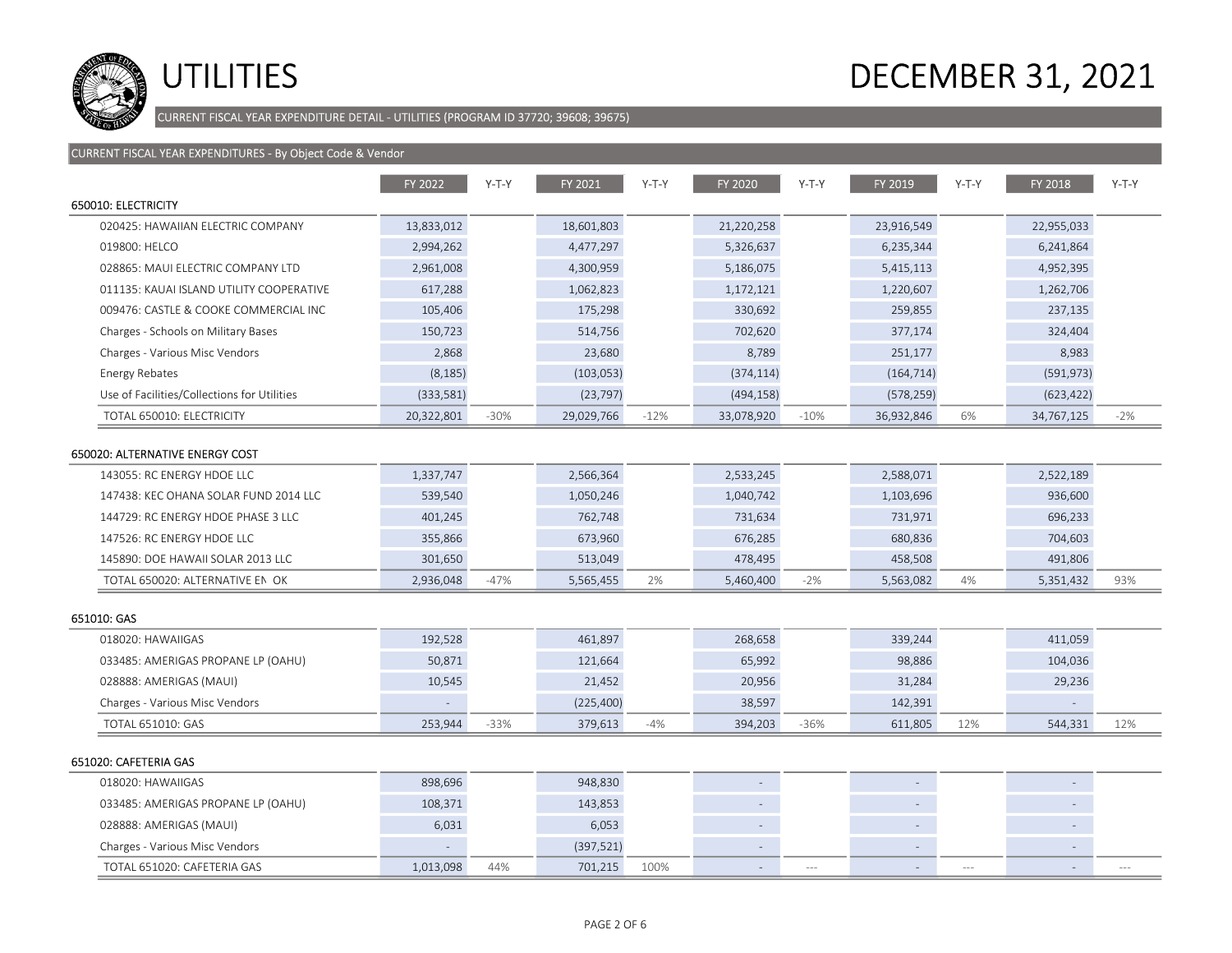# UTILITIES

# DECEMBER 31, 2021

CURRENT FISCAL YEAR EXPENDITURE DETAIL - UTILITIES (PROGRAM ID 37720; 39608; 39675)

## CURRENT FISCAL YEAR EXPENDITURES - By Object Code & Vendor

| | FY 2022 | Y-T-Y | FY 2021 | Y-T-Y | FY 2020 | Y-T-Y | FY 2019 | Y-T-Y | FY 2018 | Y-T-Y |
|---|---|---|---|---|---|---|---|---|---|---|
| **650010: ELECTRICITY** | | | | | | | | | | |
| 020425: HAWAIIAN ELECTRIC COMPANY | 13,833,012 | | 18,601,803 | | 21,220,258 | | 23,916,549 | | 22,955,033 | |
| 019800: HELCO | 2,994,262 | | 4,477,297 | | 5,326,637 | | 6,235,344 | | 6,241,864 | |
| 028865: MAUI ELECTRIC COMPANY LTD | 2,961,008 | | 4,300,959 | | 5,186,075 | | 5,415,113 | | 4,952,395 | |
| 011135: KAUAI ISLAND UTILITY COOPERATIVE | 617,288 | | 1,062,823 | | 1,172,121 | | 1,220,607 | | 1,262,706 | |
| 009476: CASTLE & COOKE COMMERCIAL INC | 105,406 | | 175,298 | | 330,692 | | 259,855 | | 237,135 | |
| Charges - Schools on Military Bases | 150,723 | | 514,756 | | 702,620 | | 377,174 | | 324,404 | |
| Charges - Various Misc Vendors | 2,868 | | 23,680 | | 8,789 | | 251,177 | | 8,983 | |
| Energy Rebates | (8,185) | | (103,053) | | (374,114) | | (164,714) | | (591,973) | |
| Use of Facilities/Collections for Utilities | (333,581) | | (23,797) | | (494,158) | | (578,259) | | (623,422) | |
| TOTAL 650010: ELECTRICITY | 20,322,801 | -30% | 29,029,766 | -12% | 33,078,920 | -10% | 36,932,846 | 6% | 34,767,125 | -2% |
| **650020: ALTERNATIVE ENERGY COST** | | | | | | | | | | |
| 143055: RC ENERGY HDOE LLC | 1,337,747 | | 2,566,364 | | 2,533,245 | | 2,588,071 | | 2,522,189 | |
| 147438: KEC OHANA SOLAR FUND 2014 LLC | 539,540 | | 1,050,246 | | 1,040,742 | | 1,103,696 | | 936,600 | |
| 144729: RC ENERGY HDOE PHASE 3 LLC | 401,245 | | 762,748 | | 731,634 | | 731,971 | | 696,233 | |
| 147526: RC ENERGY HDOE LLC | 355,866 | | 673,960 | | 676,285 | | 680,836 | | 704,603 | |
| 145890: DOE HAWAII SOLAR 2013 LLC | 301,650 | | 513,049 | | 478,495 | | 458,508 | | 491,806 | |
| TOTAL 650020: ALTERNATIVE EN OK | 2,936,048 | -47% | 5,565,455 | 2% | 5,460,400 | -2% | 5,563,082 | 4% | 5,351,432 | 93% |
| **651010: GAS** | | | | | | | | | | |
| 018020: HAWAIIGAS | 192,528 | | 461,897 | | 268,658 | | 339,244 | | 411,059 | |
| 033485: AMERIGAS PROPANE LP (OAHU) | 50,871 | | 121,664 | | 65,992 | | 98,886 | | 104,036 | |
| 028888: AMERIGAS (MAUI) | 10,545 | | 21,452 | | 20,956 | | 31,284 | | 29,236 | |
| Charges - Various Misc Vendors | - | | (225,400) | | 38,597 | | 142,391 | | - | |
| TOTAL 651010: GAS | 253,944 | -33% | 379,613 | -4% | 394,203 | -36% | 611,805 | 12% | 544,331 | 12% |
| **651020: CAFETERIA GAS** | | | | | | | | | | |
| 018020: HAWAIIGAS | 898,696 | | 948,830 | | - | | - | | - | |
| 033485: AMERIGAS PROPANE LP (OAHU) | 108,371 | | 143,853 | | - | | - | | - | |
| 028888: AMERIGAS (MAUI) | 6,031 | | 6,053 | | - | | - | | - | |
| Charges - Various Misc Vendors | - | | (397,521) | | - | | - | | - | |
| TOTAL 651020: CAFETERIA GAS | 1,013,098 | 44% | 701,215 | 100% | - | --- | - | --- | - | --- |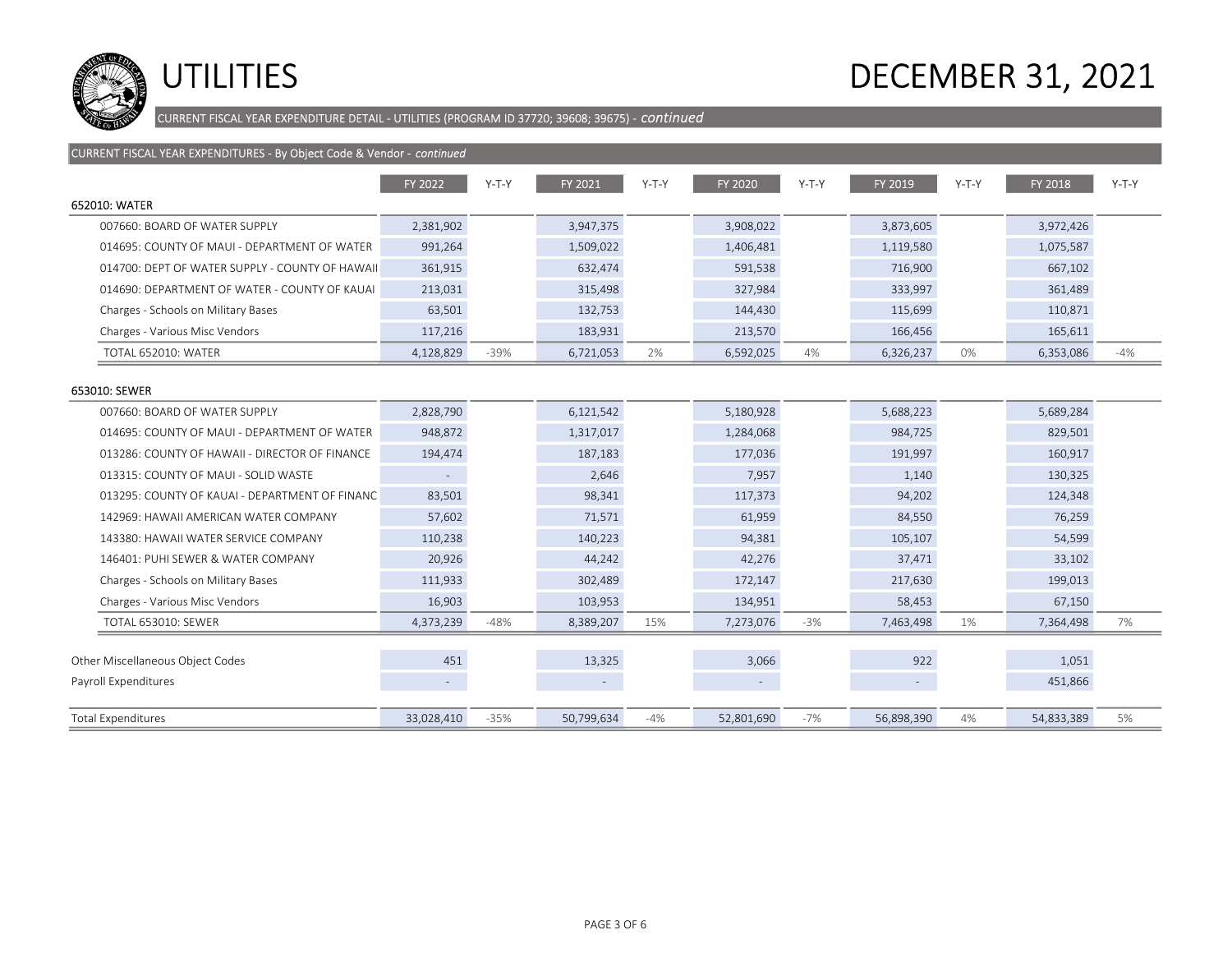# UTILITIES

# DECEMBER 31, 2021

CURRENT FISCAL YEAR EXPENDITURE DETAIL - UTILITIES (PROGRAM ID 37720; 39608; 39675) - *continued*

CURRENT FISCAL YEAR EXPENDITURES - By Object Code & Vendor - *continued*

| | FY 2022 | Y-T-Y | FY 2021 | Y-T-Y | FY 2020 | Y-T-Y | FY 2019 | Y-T-Y | FY 2018 | Y-T-Y |
|---|---|---|---|---|---|---|---|---|---|---|
| **652010: WATER** | | | | | | | | | | |
| 007660: BOARD OF WATER SUPPLY | 2,381,902 | | 3,947,375 | | 3,908,022 | | 3,873,605 | | 3,972,426 | |
| 014695: COUNTY OF MAUI - DEPARTMENT OF WATER | 991,264 | | 1,509,022 | | 1,406,481 | | 1,119,580 | | 1,075,587 | |
| 014700: DEPT OF WATER SUPPLY - COUNTY OF HAWAII | 361,915 | | 632,474 | | 591,538 | | 716,900 | | 667,102 | |
| 014690: DEPARTMENT OF WATER - COUNTY OF KAUAI | 213,031 | | 315,498 | | 327,984 | | 333,997 | | 361,489 | |
| Charges - Schools on Military Bases | 63,501 | | 132,753 | | 144,430 | | 115,699 | | 110,871 | |
| Charges - Various Misc Vendors | 117,216 | | 183,931 | | 213,570 | | 166,456 | | 165,611 | |
| TOTAL 652010: WATER | 4,128,829 | -39% | 6,721,053 | 2% | 6,592,025 | 4% | 6,326,237 | 0% | 6,353,086 | -4% |
| **653010: SEWER** | | | | | | | | | | |
| 007660: BOARD OF WATER SUPPLY | 2,828,790 | | 6,121,542 | | 5,180,928 | | 5,688,223 | | 5,689,284 | |
| 014695: COUNTY OF MAUI - DEPARTMENT OF WATER | 948,872 | | 1,317,017 | | 1,284,068 | | 984,725 | | 829,501 | |
| 013286: COUNTY OF HAWAII - DIRECTOR OF FINANCE | 194,474 | | 187,183 | | 177,036 | | 191,997 | | 160,917 | |
| 013315: COUNTY OF MAUI - SOLID WASTE | - | | 2,646 | | 7,957 | | 1,140 | | 130,325 | |
| 013295: COUNTY OF KAUAI - DEPARTMENT OF FINANC | 83,501 | | 98,341 | | 117,373 | | 94,202 | | 124,348 | |
| 142969: HAWAII AMERICAN WATER COMPANY | 57,602 | | 71,571 | | 61,959 | | 84,550 | | 76,259 | |
| 143380: HAWAII WATER SERVICE COMPANY | 110,238 | | 140,223 | | 94,381 | | 105,107 | | 54,599 | |
| 146401: PUHI SEWER & WATER COMPANY | 20,926 | | 44,242 | | 42,276 | | 37,471 | | 33,102 | |
| Charges - Schools on Military Bases | 111,933 | | 302,489 | | 172,147 | | 217,630 | | 199,013 | |
| Charges - Various Misc Vendors | 16,903 | | 103,953 | | 134,951 | | 58,453 | | 67,150 | |
| TOTAL 653010: SEWER | 4,373,239 | -48% | 8,389,207 | 15% | 7,273,076 | -3% | 7,463,498 | 1% | 7,364,498 | 7% |
| Other Miscellaneous Object Codes | 451 | | 13,325 | | 3,066 | | 922 | | 1,051 | |
| Payroll Expenditures | - | | - | | - | | - | | 451,866 | |
| Total Expenditures | 33,028,410 | -35% | 50,799,634 | -4% | 52,801,690 | -7% | 56,898,390 | 4% | 54,833,389 | 5% |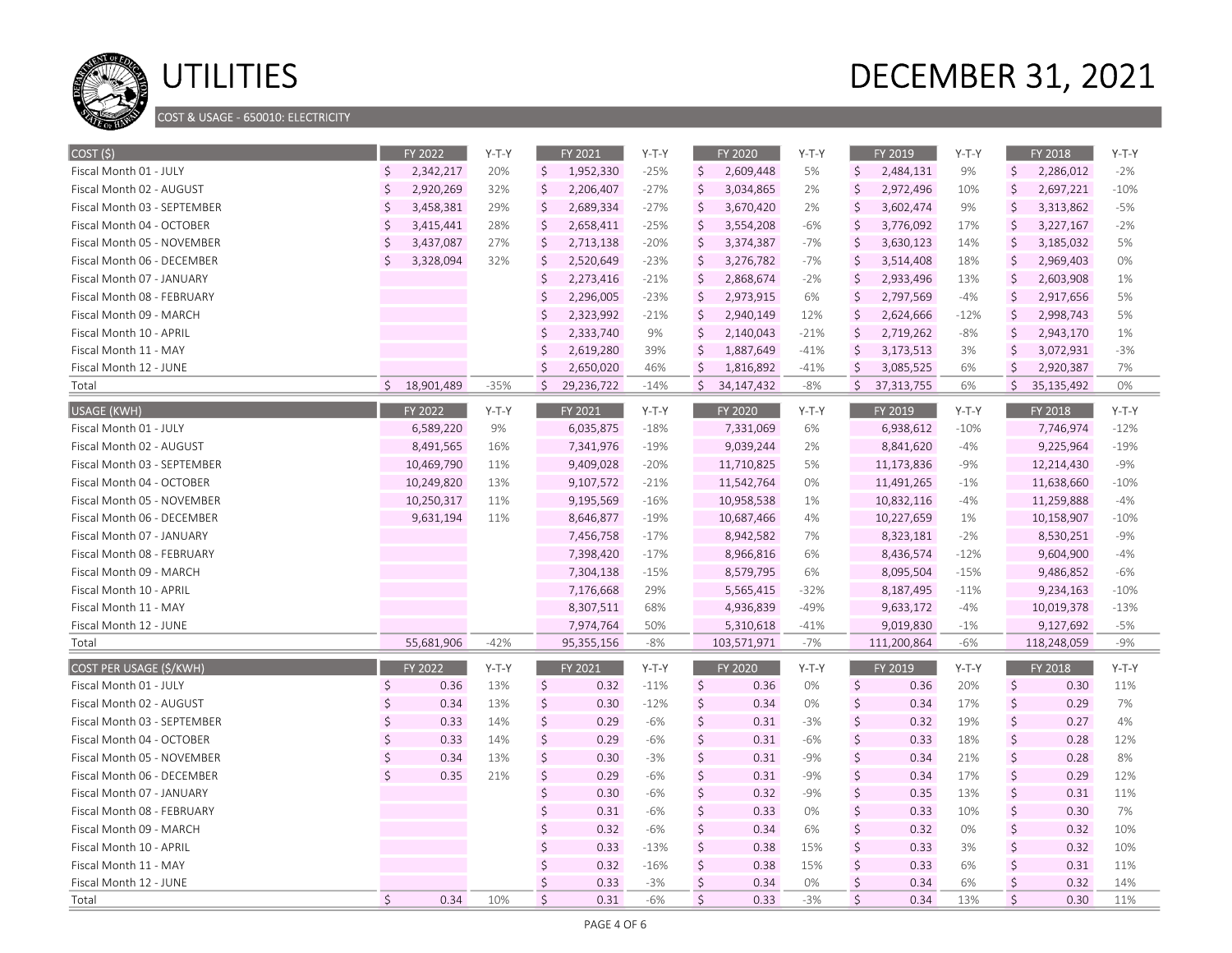# UTILITIES

# DECEMBER 31, 2021

COST & USAGE - 650010: ELECTRICITY

| COST ($) | FY 2022 | Y-T-Y | FY 2021 | Y-T-Y | FY 2020 | Y-T-Y | FY 2019 | Y-T-Y | FY 2018 | Y-T-Y |
|---|---|---|---|---|---|---|---|---|---|---|
| Fiscal Month 01 - JULY | $ 2,342,217 | 20% | $ 1,952,330 | -25% | $ 2,609,448 | 5% | $ 2,484,131 | 9% | $ 2,286,012 | -2% |
| Fiscal Month 02 - AUGUST | $ 2,920,269 | 32% | $ 2,206,407 | -27% | $ 3,034,865 | 2% | $ 2,972,496 | 10% | $ 2,697,221 | -10% |
| Fiscal Month 03 - SEPTEMBER | $ 3,458,381 | 29% | $ 2,689,334 | -27% | $ 3,670,420 | 2% | $ 3,602,474 | 9% | $ 3,313,862 | -5% |
| Fiscal Month 04 - OCTOBER | $ 3,415,441 | 28% | $ 2,658,411 | -25% | $ 3,554,208 | -6% | $ 3,776,092 | 17% | $ 3,227,167 | -2% |
| Fiscal Month 05 - NOVEMBER | $ 3,437,087 | 27% | $ 2,713,138 | -20% | $ 3,374,387 | -7% | $ 3,630,123 | 14% | $ 3,185,032 | 5% |
| Fiscal Month 06 - DECEMBER | $ 3,328,094 | 32% | $ 2,520,649 | -23% | $ 3,276,782 | -7% | $ 3,514,408 | 18% | $ 2,969,403 | 0% |
| Fiscal Month 07 - JANUARY | | | $ 2,273,416 | -21% | $ 2,868,674 | -2% | $ 2,933,496 | 13% | $ 2,603,908 | 1% |
| Fiscal Month 08 - FEBRUARY | | | $ 2,296,005 | -23% | $ 2,973,915 | 6% | $ 2,797,569 | -4% | $ 2,917,656 | 5% |
| Fiscal Month 09 - MARCH | | | $ 2,323,992 | -21% | $ 2,940,149 | 12% | $ 2,624,666 | -12% | $ 2,998,743 | 5% |
| Fiscal Month 10 - APRIL | | | $ 2,333,740 | 9% | $ 2,140,043 | -21% | $ 2,719,262 | -8% | $ 2,943,170 | 1% |
| Fiscal Month 11 - MAY | | | $ 2,619,280 | 39% | $ 1,887,649 | -41% | $ 3,173,513 | 3% | $ 3,072,931 | -3% |
| Fiscal Month 12 - JUNE | | | $ 2,650,020 | 46% | $ 1,816,892 | -41% | $ 3,085,525 | 6% | $ 2,920,387 | 7% |
| Total | $ 18,901,489 | -35% | $ 29,236,722 | -14% | $ 34,147,432 | -8% | $ 37,313,755 | 6% | $ 35,135,492 | 0% |

| USAGE (KWH) | FY 2022 | Y-T-Y | FY 2021 | Y-T-Y | FY 2020 | Y-T-Y | FY 2019 | Y-T-Y | FY 2018 | Y-T-Y |
|---|---|---|---|---|---|---|---|---|---|---|
| Fiscal Month 01 - JULY | 6,589,220 | 9% | 6,035,875 | -18% | 7,331,069 | 6% | 6,938,612 | -10% | 7,746,974 | -12% |
| Fiscal Month 02 - AUGUST | 8,491,565 | 16% | 7,341,976 | -19% | 9,039,244 | 2% | 8,841,620 | -4% | 9,225,964 | -19% |
| Fiscal Month 03 - SEPTEMBER | 10,469,790 | 11% | 9,409,028 | -20% | 11,710,825 | 5% | 11,173,836 | -9% | 12,214,430 | -9% |
| Fiscal Month 04 - OCTOBER | 10,249,820 | 13% | 9,107,572 | -21% | 11,542,764 | 0% | 11,491,265 | -1% | 11,638,660 | -10% |
| Fiscal Month 05 - NOVEMBER | 10,250,317 | 11% | 9,195,569 | -16% | 10,958,538 | 1% | 10,832,116 | -4% | 11,259,888 | -4% |
| Fiscal Month 06 - DECEMBER | 9,631,194 | 11% | 8,646,877 | -19% | 10,687,466 | 4% | 10,227,659 | 1% | 10,158,907 | -10% |
| Fiscal Month 07 - JANUARY | | | 7,456,758 | -17% | 8,942,582 | 7% | 8,323,181 | -2% | 8,530,251 | -9% |
| Fiscal Month 08 - FEBRUARY | | | 7,398,420 | -17% | 8,966,816 | 6% | 8,436,574 | -12% | 9,604,900 | -4% |
| Fiscal Month 09 - MARCH | | | 7,304,138 | -15% | 8,579,795 | 6% | 8,095,504 | -15% | 9,486,852 | -6% |
| Fiscal Month 10 - APRIL | | | 7,176,668 | 29% | 5,565,415 | -32% | 8,187,495 | -11% | 9,234,163 | -10% |
| Fiscal Month 11 - MAY | | | 8,307,511 | 68% | 4,936,839 | -49% | 9,633,172 | -4% | 10,019,378 | -13% |
| Fiscal Month 12 - JUNE | | | 7,974,764 | 50% | 5,310,618 | -41% | 9,019,830 | -1% | 9,127,692 | -5% |
| Total | 55,681,906 | -42% | 95,355,156 | -8% | 103,571,971 | -7% | 111,200,864 | -6% | 118,248,059 | -9% |

| COST PER USAGE ($/KWH) | FY 2022 | Y-T-Y | FY 2021 | Y-T-Y | FY 2020 | Y-T-Y | FY 2019 | Y-T-Y | FY 2018 | Y-T-Y |
|---|---|---|---|---|---|---|---|---|---|---|
| Fiscal Month 01 - JULY | $ 0.36 | 13% | $ 0.32 | -11% | $ 0.36 | 0% | $ 0.36 | 20% | $ 0.30 | 11% |
| Fiscal Month 02 - AUGUST | $ 0.34 | 13% | $ 0.30 | -12% | $ 0.34 | 0% | $ 0.34 | 17% | $ 0.29 | 7% |
| Fiscal Month 03 - SEPTEMBER | $ 0.33 | 14% | $ 0.29 | -6% | $ 0.31 | -3% | $ 0.32 | 19% | $ 0.27 | 4% |
| Fiscal Month 04 - OCTOBER | $ 0.33 | 14% | $ 0.29 | -6% | $ 0.31 | -6% | $ 0.33 | 18% | $ 0.28 | 12% |
| Fiscal Month 05 - NOVEMBER | $ 0.34 | 13% | $ 0.30 | -3% | $ 0.31 | -9% | $ 0.34 | 21% | $ 0.28 | 8% |
| Fiscal Month 06 - DECEMBER | $ 0.35 | 21% | $ 0.29 | -6% | $ 0.31 | -9% | $ 0.34 | 17% | $ 0.29 | 12% |
| Fiscal Month 07 - JANUARY | | | $ 0.30 | -6% | $ 0.32 | -9% | $ 0.35 | 13% | $ 0.31 | 11% |
| Fiscal Month 08 - FEBRUARY | | | $ 0.31 | -6% | $ 0.33 | 0% | $ 0.33 | 10% | $ 0.30 | 7% |
| Fiscal Month 09 - MARCH | | | $ 0.32 | -6% | $ 0.34 | 6% | $ 0.32 | 0% | $ 0.32 | 10% |
| Fiscal Month 10 - APRIL | | | $ 0.33 | -13% | $ 0.38 | 15% | $ 0.33 | 3% | $ 0.32 | 10% |
| Fiscal Month 11 - MAY | | | $ 0.32 | -16% | $ 0.38 | 15% | $ 0.33 | 6% | $ 0.31 | 11% |
| Fiscal Month 12 - JUNE | | | $ 0.33 | -3% | $ 0.34 | 0% | $ 0.34 | 6% | $ 0.32 | 14% |
| Total | $ 0.34 | 10% | $ 0.31 | -6% | $ 0.33 | -3% | $ 0.34 | 13% | $ 0.30 | 11% |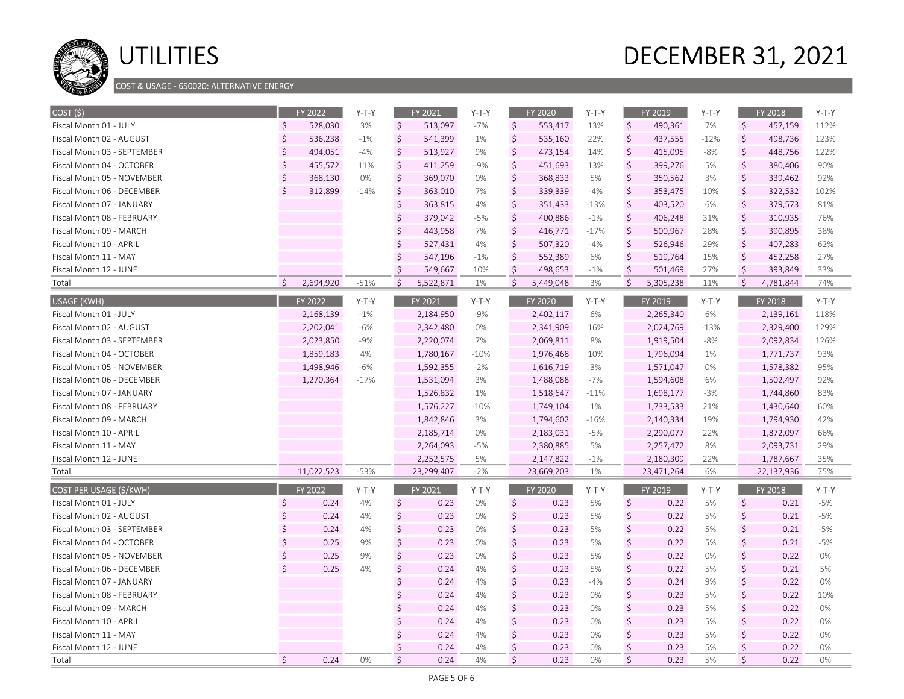# UTILITIES

# DECEMBER 31, 2021

COST & USAGE - 650020: ALTERNATIVE ENERGY

| COST ($) | FY 2022 | Y-T-Y | FY 2021 | Y-T-Y | FY 2020 | Y-T-Y | FY 2019 | Y-T-Y | FY 2018 | Y-T-Y |
|---|---|---|---|---|---|---|---|---|---|---|
| Fiscal Month 01 - JULY | $ 528,030 | 3% | $ 513,097 | -7% | $ 553,417 | 13% | $ 490,361 | 7% | $ 457,159 | 112% |
| Fiscal Month 02 - AUGUST | $ 536,238 | -1% | $ 541,399 | 1% | $ 535,160 | 22% | $ 437,555 | -12% | $ 498,736 | 123% |
| Fiscal Month 03 - SEPTEMBER | $ 494,051 | -4% | $ 513,927 | 9% | $ 473,154 | 14% | $ 415,095 | -8% | $ 448,756 | 122% |
| Fiscal Month 04 - OCTOBER | $ 455,572 | 11% | $ 411,259 | -9% | $ 451,693 | 13% | $ 399,276 | 5% | $ 380,406 | 90% |
| Fiscal Month 05 - NOVEMBER | $ 368,130 | 0% | $ 369,070 | 0% | $ 368,833 | 5% | $ 350,562 | 3% | $ 339,462 | 92% |
| Fiscal Month 06 - DECEMBER | $ 312,899 | -14% | $ 363,010 | 7% | $ 339,339 | -4% | $ 353,475 | 10% | $ 322,532 | 102% |
| Fiscal Month 07 - JANUARY | | | $ 363,815 | 4% | $ 351,433 | -13% | $ 403,520 | 6% | $ 379,573 | 81% |
| Fiscal Month 08 - FEBRUARY | | | $ 379,042 | -5% | $ 400,886 | -1% | $ 406,248 | 31% | $ 310,935 | 76% |
| Fiscal Month 09 - MARCH | | | $ 443,958 | 7% | $ 416,771 | -17% | $ 500,967 | 28% | $ 390,895 | 38% |
| Fiscal Month 10 - APRIL | | | $ 527,431 | 4% | $ 507,320 | -4% | $ 526,946 | 29% | $ 407,283 | 62% |
| Fiscal Month 11 - MAY | | | $ 547,196 | -1% | $ 552,389 | 6% | $ 519,764 | 15% | $ 452,258 | 27% |
| Fiscal Month 12 - JUNE | | | $ 549,667 | 10% | $ 498,653 | -1% | $ 501,469 | 27% | $ 393,849 | 33% |
| Total | $ 2,694,920 | -51% | $ 5,522,871 | 1% | $ 5,449,048 | 3% | $ 5,305,238 | 11% | $ 4,781,844 | 74% |

| USAGE (KWH) | FY 2022 | Y-T-Y | FY 2021 | Y-T-Y | FY 2020 | Y-T-Y | FY 2019 | Y-T-Y | FY 2018 | Y-T-Y |
|---|---|---|---|---|---|---|---|---|---|---|
| Fiscal Month 01 - JULY | 2,168,139 | -1% | 2,184,950 | -9% | 2,402,117 | 6% | 2,265,340 | 6% | 2,139,161 | 118% |
| Fiscal Month 02 - AUGUST | 2,202,041 | -6% | 2,342,480 | 0% | 2,341,909 | 16% | 2,024,769 | -13% | 2,329,400 | 129% |
| Fiscal Month 03 - SEPTEMBER | 2,023,850 | -9% | 2,220,074 | 7% | 2,069,811 | 8% | 1,919,504 | -8% | 2,092,834 | 126% |
| Fiscal Month 04 - OCTOBER | 1,859,183 | 4% | 1,780,167 | -10% | 1,976,468 | 10% | 1,796,094 | 1% | 1,771,737 | 93% |
| Fiscal Month 05 - NOVEMBER | 1,498,946 | -6% | 1,592,355 | -2% | 1,616,719 | 3% | 1,571,047 | 0% | 1,578,382 | 95% |
| Fiscal Month 06 - DECEMBER | 1,270,364 | -17% | 1,531,094 | 3% | 1,488,088 | -7% | 1,594,608 | 6% | 1,502,497 | 92% |
| Fiscal Month 07 - JANUARY | | | 1,526,832 | 1% | 1,518,647 | -11% | 1,698,177 | -3% | 1,744,860 | 83% |
| Fiscal Month 08 - FEBRUARY | | | 1,576,227 | -10% | 1,749,104 | 1% | 1,733,533 | 21% | 1,430,640 | 60% |
| Fiscal Month 09 - MARCH | | | 1,842,846 | 3% | 1,794,602 | -16% | 2,140,334 | 19% | 1,794,930 | 42% |
| Fiscal Month 10 - APRIL | | | 2,185,714 | 0% | 2,183,031 | -5% | 2,290,077 | 22% | 1,872,097 | 66% |
| Fiscal Month 11 - MAY | | | 2,264,093 | -5% | 2,380,885 | 5% | 2,257,472 | 8% | 2,093,731 | 29% |
| Fiscal Month 12 - JUNE | | | 2,252,575 | 5% | 2,147,822 | -1% | 2,180,309 | 22% | 1,787,667 | 35% |
| Total | 11,022,523 | -53% | 23,299,407 | -2% | 23,669,203 | 1% | 23,471,264 | 6% | 22,137,936 | 75% |

| COST PER USAGE ($/KWH) | FY 2022 | Y-T-Y | FY 2021 | Y-T-Y | FY 2020 | Y-T-Y | FY 2019 | Y-T-Y | FY 2018 | Y-T-Y |
|---|---|---|---|---|---|---|---|---|---|---|
| Fiscal Month 01 - JULY | $ 0.24 | 4% | $ 0.23 | 0% | $ 0.23 | 5% | $ 0.22 | 5% | $ 0.21 | -5% |
| Fiscal Month 02 - AUGUST | $ 0.24 | 4% | $ 0.23 | 0% | $ 0.23 | 5% | $ 0.22 | 5% | $ 0.21 | -5% |
| Fiscal Month 03 - SEPTEMBER | $ 0.24 | 4% | $ 0.23 | 0% | $ 0.23 | 5% | $ 0.22 | 5% | $ 0.21 | -5% |
| Fiscal Month 04 - OCTOBER | $ 0.25 | 9% | $ 0.23 | 0% | $ 0.23 | 5% | $ 0.22 | 5% | $ 0.21 | -5% |
| Fiscal Month 05 - NOVEMBER | $ 0.25 | 9% | $ 0.23 | 0% | $ 0.23 | 5% | $ 0.22 | 0% | $ 0.22 | 0% |
| Fiscal Month 06 - DECEMBER | $ 0.25 | 4% | $ 0.24 | 4% | $ 0.23 | 5% | $ 0.22 | 5% | $ 0.21 | 5% |
| Fiscal Month 07 - JANUARY | | | $ 0.24 | 4% | $ 0.23 | -4% | $ 0.24 | 9% | $ 0.22 | 0% |
| Fiscal Month 08 - FEBRUARY | | | $ 0.24 | 4% | $ 0.23 | 0% | $ 0.23 | 5% | $ 0.22 | 10% |
| Fiscal Month 09 - MARCH | | | $ 0.24 | 4% | $ 0.23 | 0% | $ 0.23 | 5% | $ 0.22 | 0% |
| Fiscal Month 10 - APRIL | | | $ 0.24 | 4% | $ 0.23 | 0% | $ 0.23 | 5% | $ 0.22 | 0% |
| Fiscal Month 11 - MAY | | | $ 0.24 | 4% | $ 0.23 | 0% | $ 0.23 | 5% | $ 0.22 | 0% |
| Fiscal Month 12 - JUNE | | | $ 0.24 | 4% | $ 0.23 | 0% | $ 0.23 | 5% | $ 0.22 | 0% |
| Total | $ 0.24 | 0% | $ 0.24 | 4% | $ 0.23 | 0% | $ 0.23 | 5% | $ 0.22 | 0% |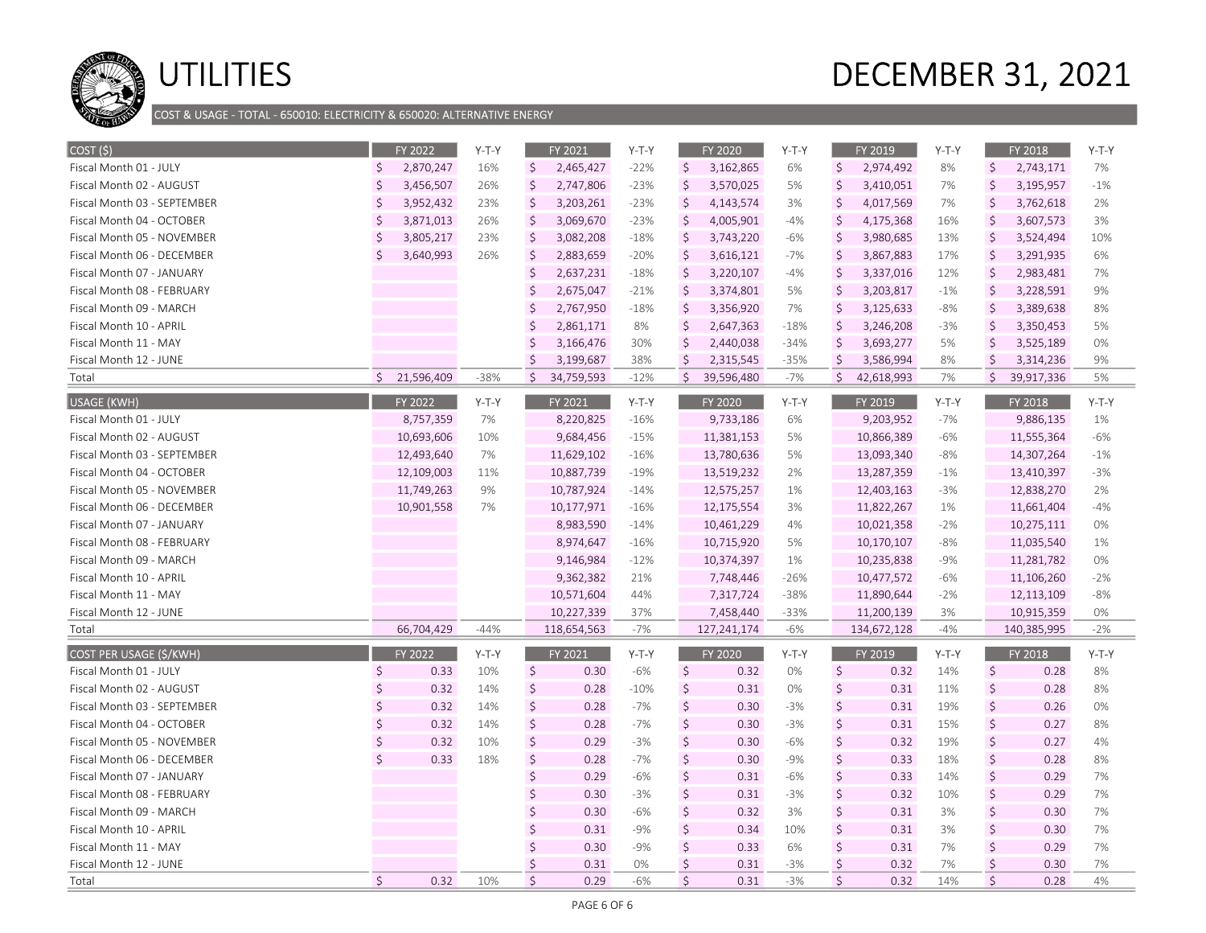# UTILITIES

# DECEMBER 31, 2021

COST & USAGE - TOTAL - 650010: ELECTRICITY & 650020: ALTERNATIVE ENERGY

| COST ($) | FY 2022 | Y-T-Y | FY 2021 | Y-T-Y | FY 2020 | Y-T-Y | FY 2019 | Y-T-Y | FY 2018 | Y-T-Y |
|---|---|---|---|---|---|---|---|---|---|---|
| Fiscal Month 01 - JULY | $ 2,870,247 | 16% | $ 2,465,427 | -22% | $ 3,162,865 | 6% | $ 2,974,492 | 8% | $ 2,743,171 | 7% |
| Fiscal Month 02 - AUGUST | $ 3,456,507 | 26% | $ 2,747,806 | -23% | $ 3,570,025 | 5% | $ 3,410,051 | 7% | $ 3,195,957 | -1% |
| Fiscal Month 03 - SEPTEMBER | $ 3,952,432 | 23% | $ 3,203,261 | -23% | $ 4,143,574 | 3% | $ 4,017,569 | 7% | $ 3,762,618 | 2% |
| Fiscal Month 04 - OCTOBER | $ 3,871,013 | 26% | $ 3,069,670 | -23% | $ 4,005,901 | -4% | $ 4,175,368 | 16% | $ 3,607,573 | 3% |
| Fiscal Month 05 - NOVEMBER | $ 3,805,217 | 23% | $ 3,082,208 | -18% | $ 3,743,220 | -6% | $ 3,980,685 | 13% | $ 3,524,494 | 10% |
| Fiscal Month 06 - DECEMBER | $ 3,640,993 | 26% | $ 2,883,659 | -20% | $ 3,616,121 | -7% | $ 3,867,883 | 17% | $ 3,291,935 | 6% |
| Fiscal Month 07 - JANUARY | | | $ 2,637,231 | -18% | $ 3,220,107 | -4% | $ 3,337,016 | 12% | $ 2,983,481 | 7% |
| Fiscal Month 08 - FEBRUARY | | | $ 2,675,047 | -21% | $ 3,374,801 | 5% | $ 3,203,817 | -1% | $ 3,228,591 | 9% |
| Fiscal Month 09 - MARCH | | | $ 2,767,950 | -18% | $ 3,356,920 | 7% | $ 3,125,633 | -8% | $ 3,389,638 | 8% |
| Fiscal Month 10 - APRIL | | | $ 2,861,171 | 8% | $ 2,647,363 | -18% | $ 3,246,208 | -3% | $ 3,350,453 | 5% |
| Fiscal Month 11 - MAY | | | $ 3,166,476 | 30% | $ 2,440,038 | -34% | $ 3,693,277 | 5% | $ 3,525,189 | 0% |
| Fiscal Month 12 - JUNE | | | $ 3,199,687 | 38% | $ 2,315,545 | -35% | $ 3,586,994 | 8% | $ 3,314,236 | 9% |
| Total | $ 21,596,409 | -38% | $ 34,759,593 | -12% | $ 39,596,480 | -7% | $ 42,618,993 | 7% | $ 39,917,336 | 5% |

| USAGE (KWH) | FY 2022 | Y-T-Y | FY 2021 | Y-T-Y | FY 2020 | Y-T-Y | FY 2019 | Y-T-Y | FY 2018 | Y-T-Y |
|---|---|---|---|---|---|---|---|---|---|---|
| Fiscal Month 01 - JULY | 8,757,359 | 7% | 8,220,825 | -16% | 9,733,186 | 6% | 9,203,952 | -7% | 9,886,135 | 1% |
| Fiscal Month 02 - AUGUST | 10,693,606 | 10% | 9,684,456 | -15% | 11,381,153 | 5% | 10,866,389 | -6% | 11,555,364 | -6% |
| Fiscal Month 03 - SEPTEMBER | 12,493,640 | 7% | 11,629,102 | -16% | 13,780,636 | 5% | 13,093,340 | -8% | 14,307,264 | -1% |
| Fiscal Month 04 - OCTOBER | 12,109,003 | 11% | 10,887,739 | -19% | 13,519,232 | 2% | 13,287,359 | -1% | 13,410,397 | -3% |
| Fiscal Month 05 - NOVEMBER | 11,749,263 | 9% | 10,787,924 | -14% | 12,575,257 | 1% | 12,403,163 | -3% | 12,838,270 | 2% |
| Fiscal Month 06 - DECEMBER | 10,901,558 | 7% | 10,177,971 | -16% | 12,175,554 | 3% | 11,822,267 | 1% | 11,661,404 | -4% |
| Fiscal Month 07 - JANUARY | | | 8,983,590 | -14% | 10,461,229 | 4% | 10,021,358 | -2% | 10,275,111 | 0% |
| Fiscal Month 08 - FEBRUARY | | | 8,974,647 | -16% | 10,715,920 | 5% | 10,170,107 | -8% | 11,035,540 | 1% |
| Fiscal Month 09 - MARCH | | | 9,146,984 | -12% | 10,374,397 | 1% | 10,235,838 | -9% | 11,281,782 | 0% |
| Fiscal Month 10 - APRIL | | | 9,362,382 | 21% | 7,748,446 | -26% | 10,477,572 | -6% | 11,106,260 | -2% |
| Fiscal Month 11 - MAY | | | 10,571,604 | 44% | 7,317,724 | -38% | 11,890,644 | -2% | 12,113,109 | -8% |
| Fiscal Month 12 - JUNE | | | 10,227,339 | 37% | 7,458,440 | -33% | 11,200,139 | 3% | 10,915,359 | 0% |
| Total | 66,704,429 | -44% | 118,654,563 | -7% | 127,241,174 | -6% | 134,672,128 | -4% | 140,385,995 | -2% |

| COST PER USAGE ($/KWH) | FY 2022 | Y-T-Y | FY 2021 | Y-T-Y | FY 2020 | Y-T-Y | FY 2019 | Y-T-Y | FY 2018 | Y-T-Y |
|---|---|---|---|---|---|---|---|---|---|---|
| Fiscal Month 01 - JULY | $ 0.33 | 10% | $ 0.30 | -6% | $ 0.32 | 0% | $ 0.32 | 14% | $ 0.28 | 8% |
| Fiscal Month 02 - AUGUST | $ 0.32 | 14% | $ 0.28 | -10% | $ 0.31 | 0% | $ 0.31 | 11% | $ 0.28 | 8% |
| Fiscal Month 03 - SEPTEMBER | $ 0.32 | 14% | $ 0.28 | -7% | $ 0.30 | -3% | $ 0.31 | 19% | $ 0.26 | 0% |
| Fiscal Month 04 - OCTOBER | $ 0.32 | 14% | $ 0.28 | -7% | $ 0.30 | -3% | $ 0.31 | 15% | $ 0.27 | 8% |
| Fiscal Month 05 - NOVEMBER | $ 0.32 | 10% | $ 0.29 | -3% | $ 0.30 | -6% | $ 0.32 | 19% | $ 0.27 | 4% |
| Fiscal Month 06 - DECEMBER | $ 0.33 | 18% | $ 0.28 | -7% | $ 0.30 | -9% | $ 0.33 | 18% | $ 0.28 | 8% |
| Fiscal Month 07 - JANUARY | | | $ 0.29 | -6% | $ 0.31 | -6% | $ 0.33 | 14% | $ 0.29 | 7% |
| Fiscal Month 08 - FEBRUARY | | | $ 0.30 | -3% | $ 0.31 | -3% | $ 0.32 | 10% | $ 0.29 | 7% |
| Fiscal Month 09 - MARCH | | | $ 0.30 | -6% | $ 0.32 | 3% | $ 0.31 | 3% | $ 0.30 | 7% |
| Fiscal Month 10 - APRIL | | | $ 0.31 | -9% | $ 0.34 | 10% | $ 0.31 | 3% | $ 0.30 | 7% |
| Fiscal Month 11 - MAY | | | $ 0.30 | -9% | $ 0.33 | 6% | $ 0.31 | 7% | $ 0.29 | 7% |
| Fiscal Month 12 - JUNE | | | $ 0.31 | 0% | $ 0.31 | -3% | $ 0.32 | 7% | $ 0.30 | 7% |
| Total | $ 0.32 | 10% | $ 0.29 | -6% | $ 0.31 | -3% | $ 0.32 | 14% | $ 0.28 | 4% |